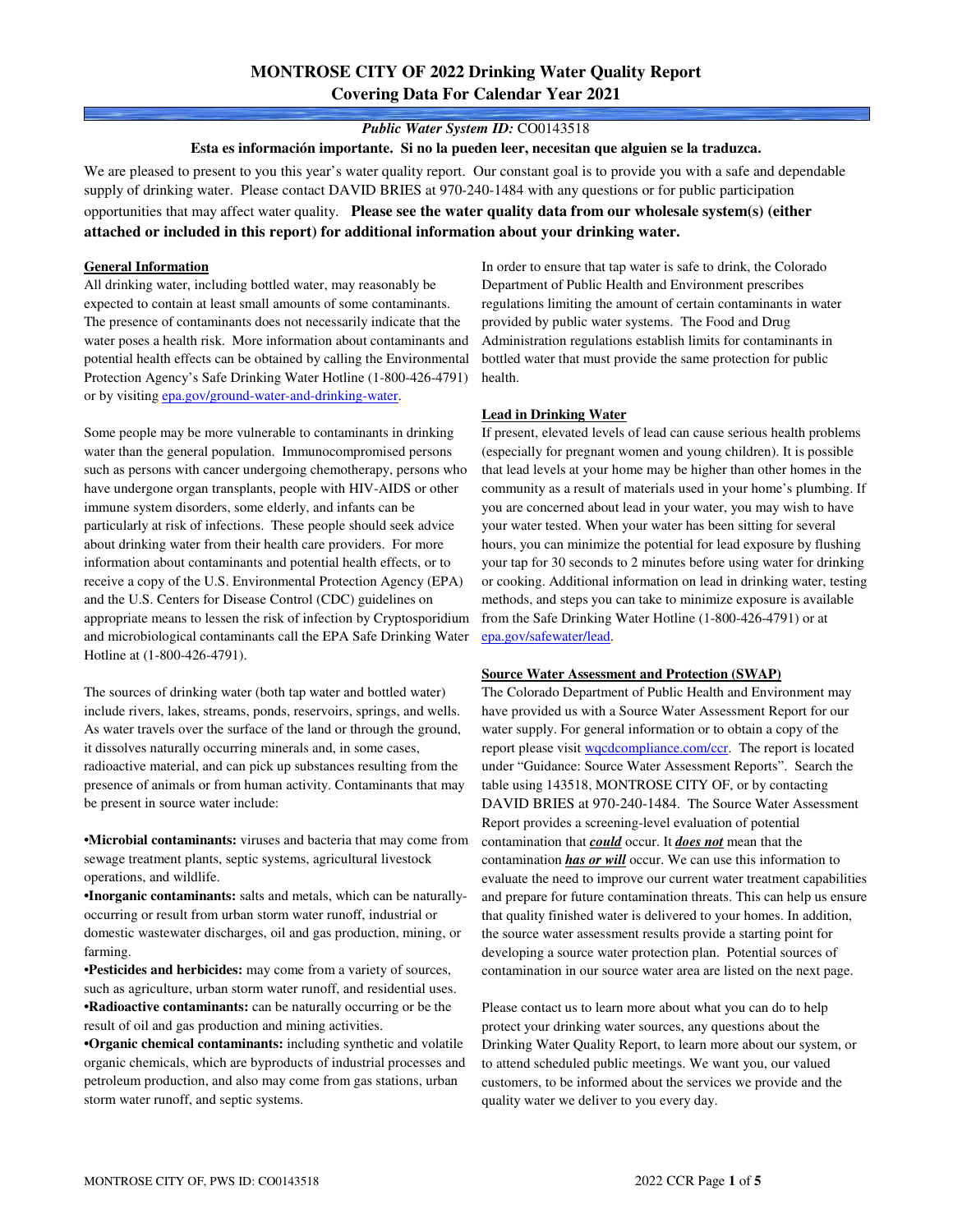# MONTROSE CITY OF 2022 Drinking Water Quality Report
## Covering Data For Calendar Year 2021

***Public Water System ID:*** CO0143518

**Esta es información importante. Si no la pueden leer, necesitan que alguien se la traduzca.**

We are pleased to present to you this year's water quality report. Our constant goal is to provide you with a safe and dependable supply of drinking water. Please contact DAVID BRIES at 970-240-1484 with any questions or for public participation opportunities that may affect water quality. **Please see the water quality data from our wholesale system(s) (either attached or included in this report) for additional information about your drinking water.**

### General Information

All drinking water, including bottled water, may reasonably be expected to contain at least small amounts of some contaminants. The presence of contaminants does not necessarily indicate that the water poses a health risk. More information about contaminants and potential health effects can be obtained by calling the Environmental Protection Agency's Safe Drinking Water Hotline (1-800-426-4791) or by visiting epa.gov/ground-water-and-drinking-water.

Some people may be more vulnerable to contaminants in drinking water than the general population. Immunocompromised persons such as persons with cancer undergoing chemotherapy, persons who have undergone organ transplants, people with HIV-AIDS or other immune system disorders, some elderly, and infants can be particularly at risk of infections. These people should seek advice about drinking water from their health care providers. For more information about contaminants and potential health effects, or to receive a copy of the U.S. Environmental Protection Agency (EPA) and the U.S. Centers for Disease Control (CDC) guidelines on appropriate means to lessen the risk of infection by Cryptosporidium and microbiological contaminants call the EPA Safe Drinking Water Hotline at (1-800-426-4791).

The sources of drinking water (both tap water and bottled water) include rivers, lakes, streams, ponds, reservoirs, springs, and wells. As water travels over the surface of the land or through the ground, it dissolves naturally occurring minerals and, in some cases, radioactive material, and can pick up substances resulting from the presence of animals or from human activity. Contaminants that may be present in source water include:

- **Microbial contaminants:** viruses and bacteria that may come from sewage treatment plants, septic systems, agricultural livestock operations, and wildlife.
- **Inorganic contaminants:** salts and metals, which can be naturally-occurring or result from urban storm water runoff, industrial or domestic wastewater discharges, oil and gas production, mining, or farming.
- **Pesticides and herbicides:** may come from a variety of sources, such as agriculture, urban storm water runoff, and residential uses.
- **Radioactive contaminants:** can be naturally occurring or be the result of oil and gas production and mining activities.
- **Organic chemical contaminants:** including synthetic and volatile organic chemicals, which are byproducts of industrial processes and petroleum production, and also may come from gas stations, urban storm water runoff, and septic systems.

In order to ensure that tap water is safe to drink, the Colorado Department of Public Health and Environment prescribes regulations limiting the amount of certain contaminants in water provided by public water systems. The Food and Drug Administration regulations establish limits for contaminants in bottled water that must provide the same protection for public health.

### Lead in Drinking Water

If present, elevated levels of lead can cause serious health problems (especially for pregnant women and young children). It is possible that lead levels at your home may be higher than other homes in the community as a result of materials used in your home's plumbing. If you are concerned about lead in your water, you may wish to have your water tested. When your water has been sitting for several hours, you can minimize the potential for lead exposure by flushing your tap for 30 seconds to 2 minutes before using water for drinking or cooking. Additional information on lead in drinking water, testing methods, and steps you can take to minimize exposure is available from the Safe Drinking Water Hotline (1-800-426-4791) or at epa.gov/safewater/lead.

### Source Water Assessment and Protection (SWAP)

The Colorado Department of Public Health and Environment may have provided us with a Source Water Assessment Report for our water supply. For general information or to obtain a copy of the report please visit wqcdcompliance.com/ccr. The report is located under "Guidance: Source Water Assessment Reports". Search the table using 143518, MONTROSE CITY OF, or by contacting DAVID BRIES at 970-240-1484. The Source Water Assessment Report provides a screening-level evaluation of potential contamination that ***could*** occur. It ***does not*** mean that the contamination ***has or will*** occur. We can use this information to evaluate the need to improve our current water treatment capabilities and prepare for future contamination threats. This can help us ensure that quality finished water is delivered to your homes. In addition, the source water assessment results provide a starting point for developing a source water protection plan. Potential sources of contamination in our source water area are listed on the next page.

Please contact us to learn more about what you can do to help protect your drinking water sources, any questions about the Drinking Water Quality Report, to learn more about our system, or to attend scheduled public meetings. We want you, our valued customers, to be informed about the services we provide and the quality water we deliver to you every day.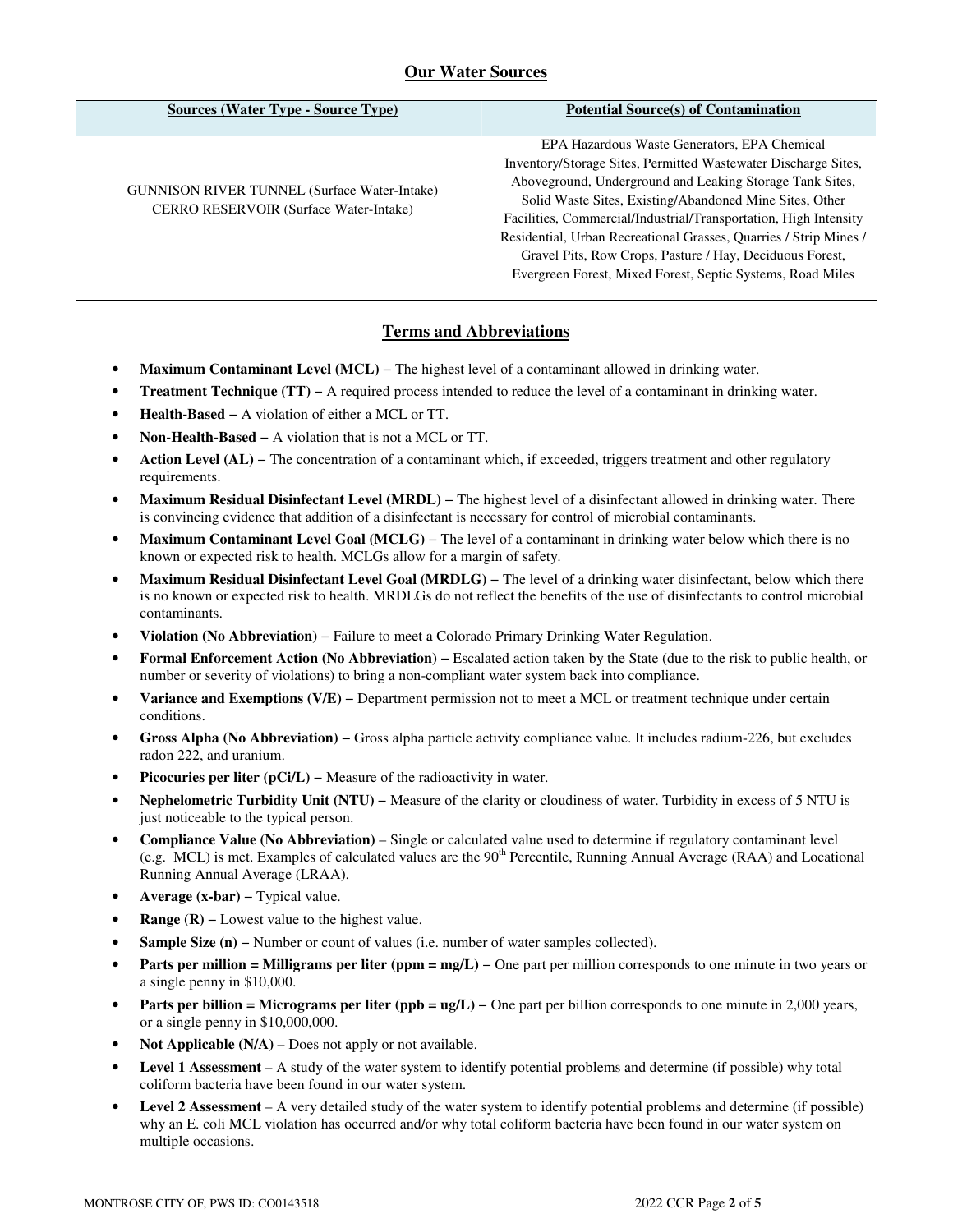## Our Water Sources

| Sources (Water Type - Source Type) | Potential Source(s) of Contamination |
|---|---|
| GUNNISON RIVER TUNNEL (Surface Water-Intake)<br>CERRO RESERVOIR (Surface Water-Intake) | EPA Hazardous Waste Generators, EPA Chemical Inventory/Storage Sites, Permitted Wastewater Discharge Sites, Aboveground, Underground and Leaking Storage Tank Sites, Solid Waste Sites, Existing/Abandoned Mine Sites, Other Facilities, Commercial/Industrial/Transportation, High Intensity Residential, Urban Recreational Grasses, Quarries / Strip Mines / Gravel Pits, Row Crops, Pasture / Hay, Deciduous Forest, Evergreen Forest, Mixed Forest, Septic Systems, Road Miles |

## Terms and Abbreviations

- **Maximum Contaminant Level (MCL) –** The highest level of a contaminant allowed in drinking water.
- **Treatment Technique (TT) –** A required process intended to reduce the level of a contaminant in drinking water.
- **Health-Based –** A violation of either a MCL or TT.
- **Non-Health-Based –** A violation that is not a MCL or TT.
- **Action Level (AL) –** The concentration of a contaminant which, if exceeded, triggers treatment and other regulatory requirements.
- **Maximum Residual Disinfectant Level (MRDL) –** The highest level of a disinfectant allowed in drinking water. There is convincing evidence that addition of a disinfectant is necessary for control of microbial contaminants.
- **Maximum Contaminant Level Goal (MCLG) –** The level of a contaminant in drinking water below which there is no known or expected risk to health. MCLGs allow for a margin of safety.
- **Maximum Residual Disinfectant Level Goal (MRDLG) –** The level of a drinking water disinfectant, below which there is no known or expected risk to health. MRDLGs do not reflect the benefits of the use of disinfectants to control microbial contaminants.
- **Violation (No Abbreviation) –** Failure to meet a Colorado Primary Drinking Water Regulation.
- **Formal Enforcement Action (No Abbreviation) –** Escalated action taken by the State (due to the risk to public health, or number or severity of violations) to bring a non-compliant water system back into compliance.
- **Variance and Exemptions (V/E) –** Department permission not to meet a MCL or treatment technique under certain conditions.
- **Gross Alpha (No Abbreviation) –** Gross alpha particle activity compliance value. It includes radium-226, but excludes radon 222, and uranium.
- **Picocuries per liter (pCi/L) –** Measure of the radioactivity in water.
- **Nephelometric Turbidity Unit (NTU) –** Measure of the clarity or cloudiness of water. Turbidity in excess of 5 NTU is just noticeable to the typical person.
- **Compliance Value (No Abbreviation)** – Single or calculated value used to determine if regulatory contaminant level (e.g. MCL) is met. Examples of calculated values are the 90th Percentile, Running Annual Average (RAA) and Locational Running Annual Average (LRAA).
- **Average (x-bar) –** Typical value.
- **Range (R) –** Lowest value to the highest value.
- **Sample Size (n) –** Number or count of values (i.e. number of water samples collected).
- **Parts per million = Milligrams per liter (ppm = mg/L) –** One part per million corresponds to one minute in two years or a single penny in $10,000.
- **Parts per billion = Micrograms per liter (ppb = ug/L) –** One part per billion corresponds to one minute in 2,000 years, or a single penny in $10,000,000.
- **Not Applicable (N/A)** – Does not apply or not available.
- **Level 1 Assessment** – A study of the water system to identify potential problems and determine (if possible) why total coliform bacteria have been found in our water system.
- **Level 2 Assessment** – A very detailed study of the water system to identify potential problems and determine (if possible) why an E. coli MCL violation has occurred and/or why total coliform bacteria have been found in our water system on multiple occasions.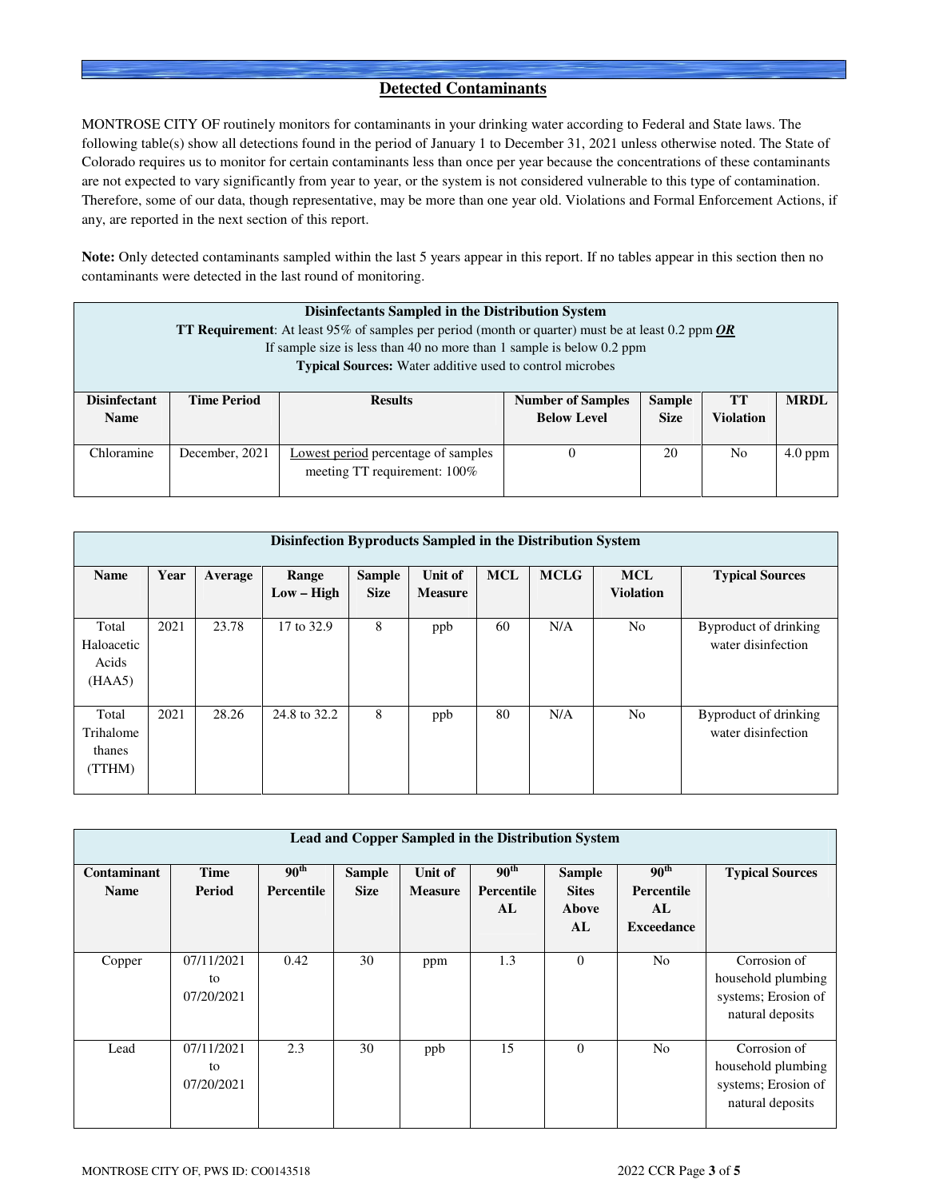## Detected Contaminants

MONTROSE CITY OF routinely monitors for contaminants in your drinking water according to Federal and State laws. The following table(s) show all detections found in the period of January 1 to December 31, 2021 unless otherwise noted. The State of Colorado requires us to monitor for certain contaminants less than once per year because the concentrations of these contaminants are not expected to vary significantly from year to year, or the system is not considered vulnerable to this type of contamination. Therefore, some of our data, though representative, may be more than one year old. Violations and Formal Enforcement Actions, if any, are reported in the next section of this report.

**Note:** Only detected contaminants sampled within the last 5 years appear in this report. If no tables appear in this section then no contaminants were detected in the last round of monitoring.

**Disinfectants Sampled in the Distribution System**

**TT Requirement**: At least 95% of samples per period (month or quarter) must be at least 0.2 ppm ***OR*** If sample size is less than 40 no more than 1 sample is below 0.2 ppm

**Typical Sources:** Water additive used to control microbes

| Disinfectant Name | Time Period | Results | Number of Samples Below Level | Sample Size | TT Violation | MRDL |
|---|---|---|---|---|---|---|
| Chloramine | December, 2021 | Lowest period percentage of samples meeting TT requirement: 100% | 0 | 20 | No | 4.0 ppm |

**Disinfection Byproducts Sampled in the Distribution System**

| Name | Year | Average | Range Low – High | Sample Size | Unit of Measure | MCL | MCLG | MCL Violation | Typical Sources |
|---|---|---|---|---|---|---|---|---|---|
| Total Haloacetic Acids (HAA5) | 2021 | 23.78 | 17 to 32.9 | 8 | ppb | 60 | N/A | No | Byproduct of drinking water disinfection |
| Total Trihalomethanes (TTHM) | 2021 | 28.26 | 24.8 to 32.2 | 8 | ppb | 80 | N/A | No | Byproduct of drinking water disinfection |

**Lead and Copper Sampled in the Distribution System**

| Contaminant Name | Time Period | 90th Percentile | Sample Size | Unit of Measure | 90th Percentile AL | Sample Sites Above AL | 90th Percentile AL Exceedance | Typical Sources |
|---|---|---|---|---|---|---|---|---|
| Copper | 07/11/2021 to 07/20/2021 | 0.42 | 30 | ppm | 1.3 | 0 | No | Corrosion of household plumbing systems; Erosion of natural deposits |
| Lead | 07/11/2021 to 07/20/2021 | 2.3 | 30 | ppb | 15 | 0 | No | Corrosion of household plumbing systems; Erosion of natural deposits |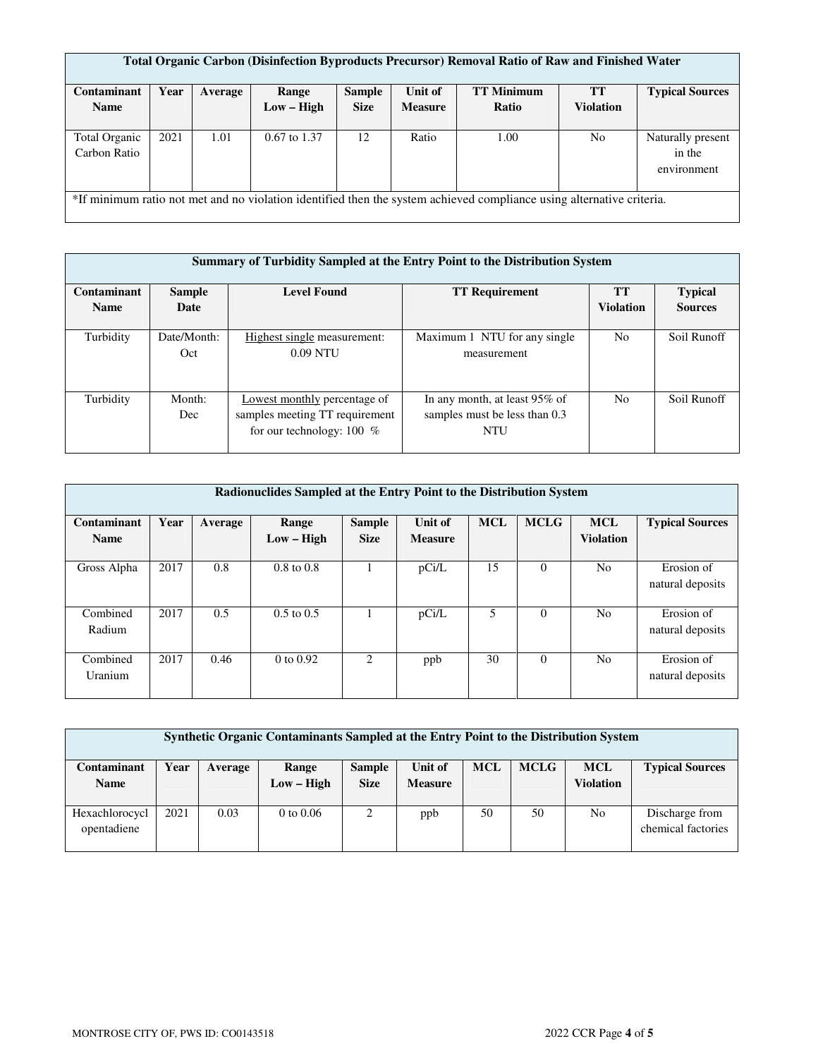| Total Organic Carbon (Disinfection Byproducts Precursor) Removal Ratio of Raw and Finished Water | | | | | | | | |
|---|---|---|---|---|---|---|---|---|
| **Contaminant Name** | **Year** | **Average** | **Range Low – High** | **Sample Size** | **Unit of Measure** | **TT Minimum Ratio** | **TT Violation** | **Typical Sources** |
| Total Organic Carbon Ratio | 2021 | 1.01 | 0.67 to 1.37 | 12 | Ratio | 1.00 | No | Naturally present in the environment |
| *If minimum ratio not met and no violation identified then the system achieved compliance using alternative criteria. | | | | | | | | |

| Summary of Turbidity Sampled at the Entry Point to the Distribution System | | | | | |
|---|---|---|---|---|---|
| **Contaminant Name** | **Sample Date** | **Level Found** | **TT Requirement** | **TT Violation** | **Typical Sources** |
| Turbidity | Date/Month: Oct | Highest single measurement: 0.09 NTU | Maximum 1 NTU for any single measurement | No | Soil Runoff |
| Turbidity | Month: Dec | Lowest monthly percentage of samples meeting TT requirement for our technology: 100 % | In any month, at least 95% of samples must be less than 0.3 NTU | No | Soil Runoff |

| Radionuclides Sampled at the Entry Point to the Distribution System | | | | | | | | | |
|---|---|---|---|---|---|---|---|---|---|
| **Contaminant Name** | **Year** | **Average** | **Range Low – High** | **Sample Size** | **Unit of Measure** | **MCL** | **MCLG** | **MCL Violation** | **Typical Sources** |
| Gross Alpha | 2017 | 0.8 | 0.8 to 0.8 | 1 | pCi/L | 15 | 0 | No | Erosion of natural deposits |
| Combined Radium | 2017 | 0.5 | 0.5 to 0.5 | 1 | pCi/L | 5 | 0 | No | Erosion of natural deposits |
| Combined Uranium | 2017 | 0.46 | 0 to 0.92 | 2 | ppb | 30 | 0 | No | Erosion of natural deposits |

| Synthetic Organic Contaminants Sampled at the Entry Point to the Distribution System | | | | | | | | | |
|---|---|---|---|---|---|---|---|---|---|
| **Contaminant Name** | **Year** | **Average** | **Range Low – High** | **Sample Size** | **Unit of Measure** | **MCL** | **MCLG** | **MCL Violation** | **Typical Sources** |
| Hexachlorocyclopentadiene | 2021 | 0.03 | 0 to 0.06 | 2 | ppb | 50 | 50 | No | Discharge from chemical factories |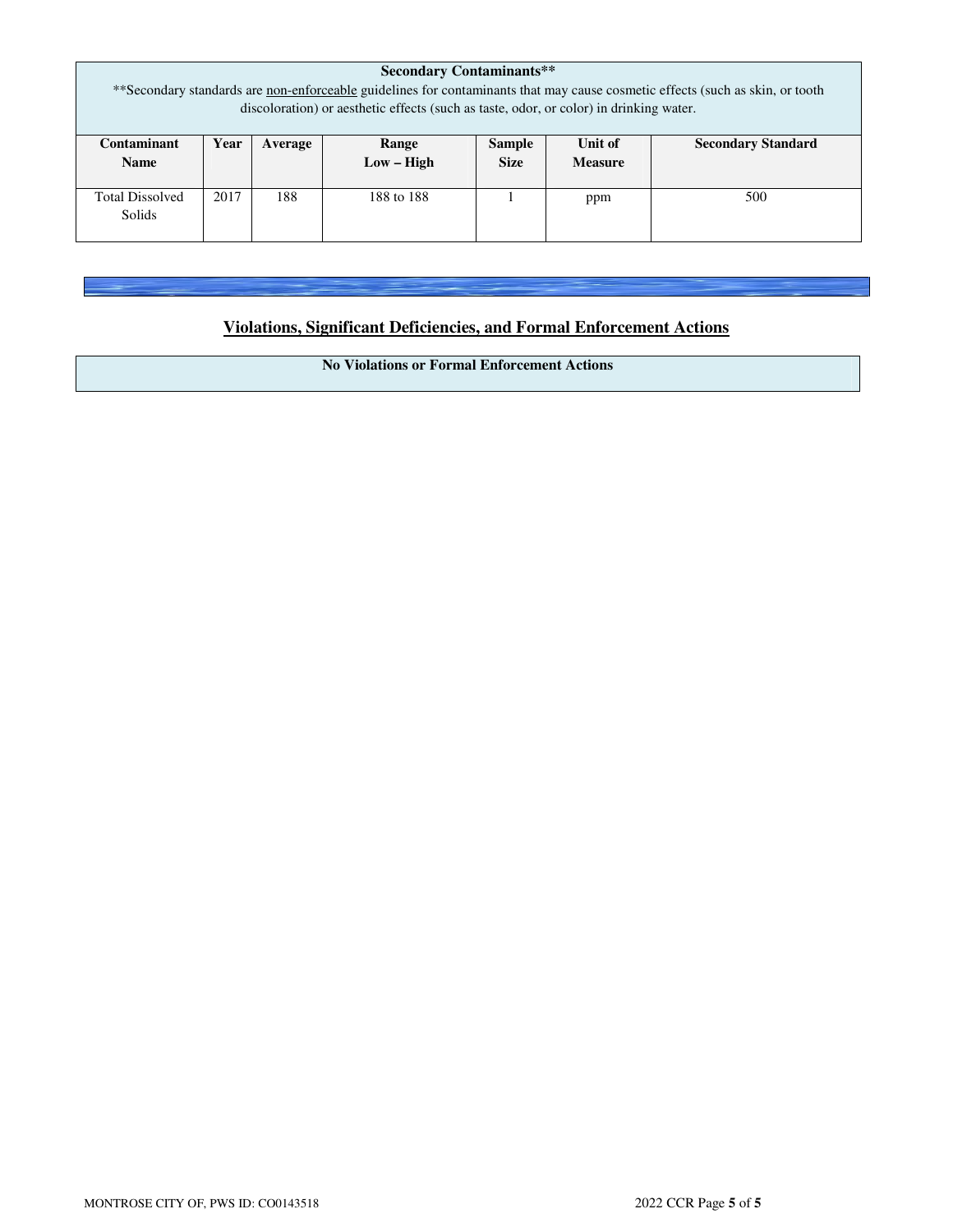**Secondary Contaminants****

**Secondary standards are non-enforceable guidelines for contaminants that may cause cosmetic effects (such as skin, or tooth discoloration) or aesthetic effects (such as taste, odor, or color) in drinking water.

| Contaminant Name | Year | Average | Range Low – High | Sample Size | Unit of Measure | Secondary Standard |
|---|---|---|---|---|---|---|
| Total Dissolved Solids | 2017 | 188 | 188 to 188 | 1 | ppm | 500 |

## Violations, Significant Deficiencies, and Formal Enforcement Actions

**No Violations or Formal Enforcement Actions**